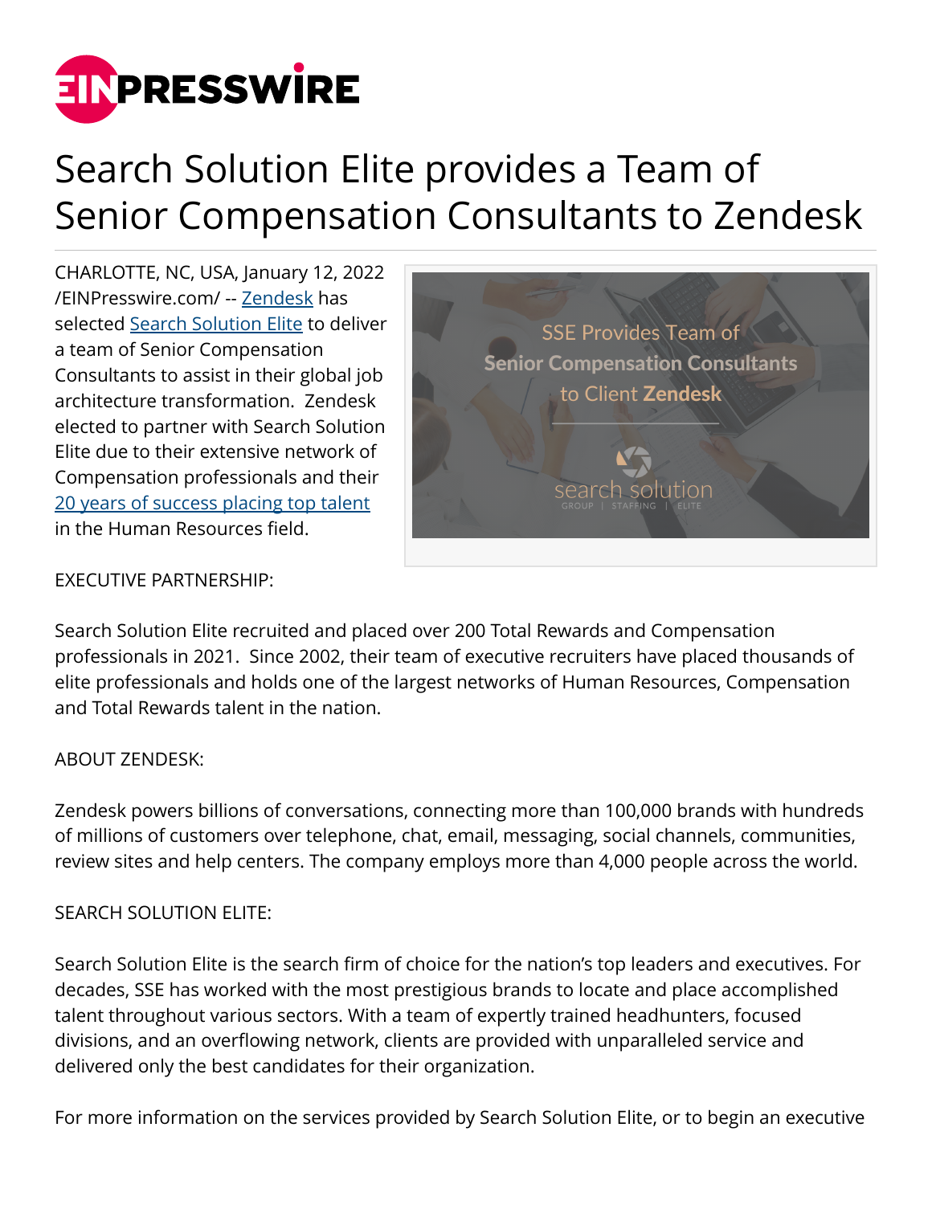# Search Solution Elite provides a Team of Senior Compensation Consultants to Zendesk

CHARLOTTE, NC, USA, January 12, 2022 /EINPresswire.com/ -- Zendesk has selected Search Solution Elite to deliver a team of Senior Compensation Consultants to assist in their global job architecture transformation.  Zendesk elected to partner with Search Solution Elite due to their extensive network of Compensation professionals and their 20 years of success placing top talent in the Human Resources field.

EXECUTIVE PARTNERSHIP:

Search Solution Elite recruited and placed over 200 Total Rewards and Compensation professionals in 2021.  Since 2002, their team of executive recruiters have placed thousands of elite professionals and holds one of the largest networks of Human Resources, Compensation and Total Rewards talent in the nation.

ABOUT ZENDESK:

Zendesk powers billions of conversations, connecting more than 100,000 brands with hundreds of millions of customers over telephone, chat, email, messaging, social channels, communities, review sites and help centers. The company employs more than 4,000 people across the world.

SEARCH SOLUTION ELITE:

Search Solution Elite is the search firm of choice for the nation's top leaders and executives. For decades, SSE has worked with the most prestigious brands to locate and place accomplished talent throughout various sectors. With a team of expertly trained headhunters, focused divisions, and an overflowing network, clients are provided with unparalleled service and delivered only the best candidates for their organization.

For more information on the services provided by Search Solution Elite, or to begin an executive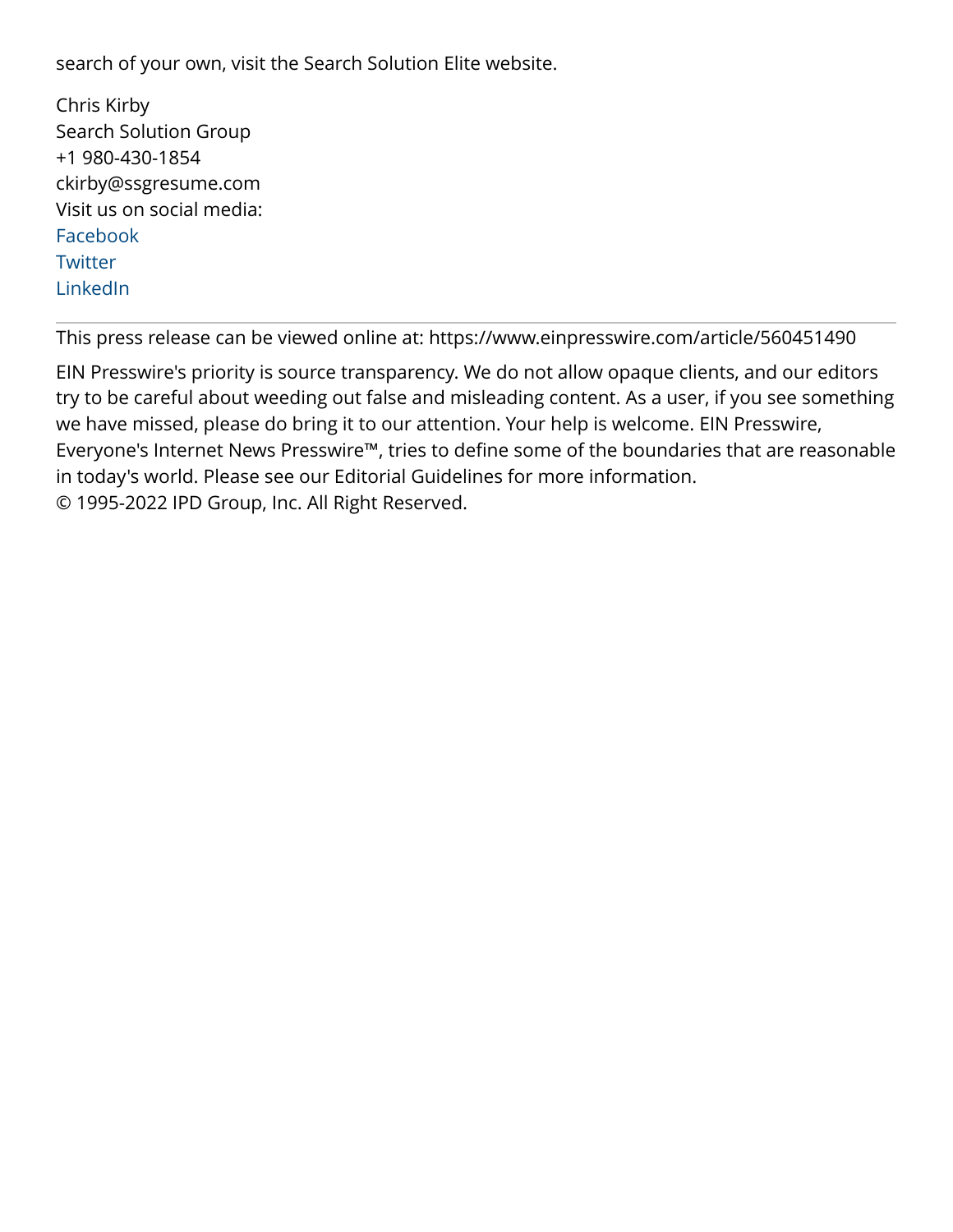search of your own, visit the Search Solution Elite website.

Chris Kirby
Search Solution Group
+1 980-430-1854
ckirby@ssgresume.com
Visit us on social media:
Facebook
Twitter
LinkedIn

---

This press release can be viewed online at: https://www.einpresswire.com/article/560451490

EIN Presswire's priority is source transparency. We do not allow opaque clients, and our editors try to be careful about weeding out false and misleading content. As a user, if you see something we have missed, please do bring it to our attention. Your help is welcome. EIN Presswire, Everyone's Internet News Presswire™, tries to define some of the boundaries that are reasonable in today's world. Please see our Editorial Guidelines for more information.
© 1995-2022 IPD Group, Inc. All Right Reserved.